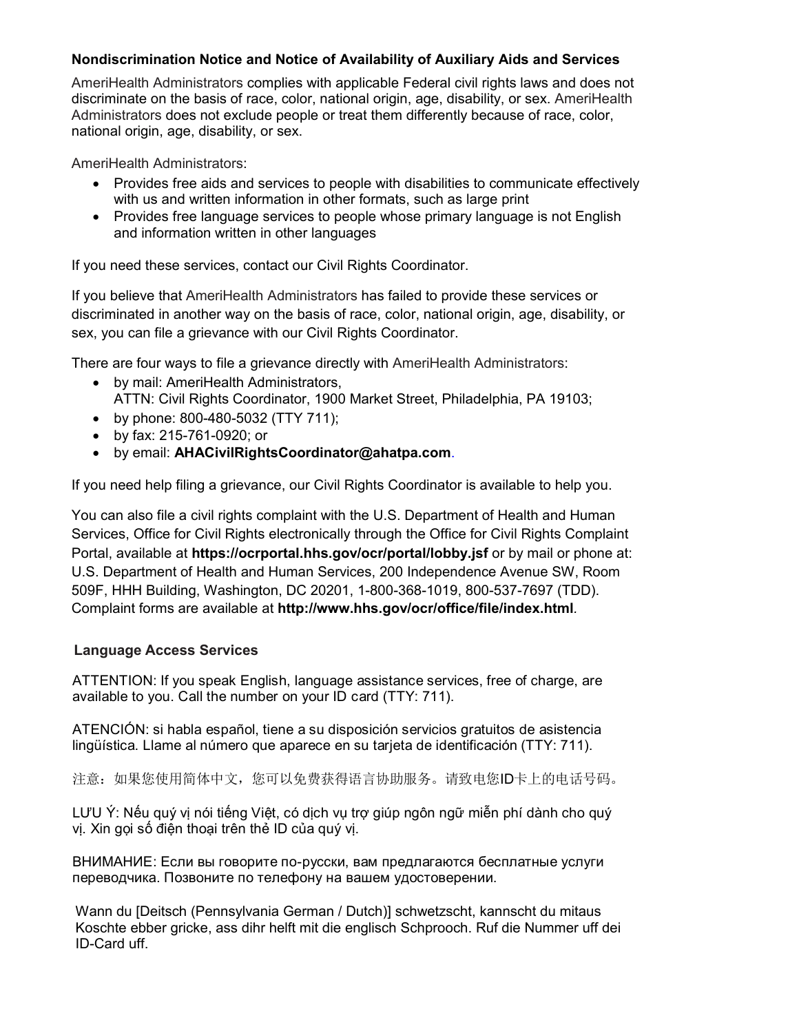## Nondiscrimination Notice and Notice of Availability of Auxiliary Aids and Services

AmeriHealth Administrators complies with applicable Federal civil rights laws and does not discriminate on the basis of race, color, national origin, age, disability, or sex. AmeriHealth Administrators does not exclude people or treat them differently because of race, color, national origin, age, disability, or sex.

AmeriHealth Administrators:

- Provides free aids and services to people with disabilities to communicate effectively with us and written information in other formats, such as large print
- Provides free language services to people whose primary language is not English and information written in other languages

If you need these services, contact our Civil Rights Coordinator.

If you believe that AmeriHealth Administrators has failed to provide these services or discriminated in another way on the basis of race, color, national origin, age, disability, or sex, you can file a grievance with our Civil Rights Coordinator.

There are four ways to file a grievance directly with AmeriHealth Administrators:

- by mail: AmeriHealth Administrators, ATTN: Civil Rights Coordinator, 1900 Market Street, Philadelphia, PA 19103;
- by phone: 800-480-5032 (TTY 711);
- by fax: 215-761-0920; or
- by email: **AHACivilRightsCoordinator@ahatpa.com**.

If you need help filing a grievance, our Civil Rights Coordinator is available to help you.

You can also file a civil rights complaint with the U.S. Department of Health and Human Services, Office for Civil Rights electronically through the Office for Civil Rights Complaint Portal, available at **https://ocrportal.hhs.gov/ocr/portal/lobby.jsf** or by mail or phone at: U.S. Department of Health and Human Services, 200 Independence Avenue SW, Room 509F, HHH Building, Washington, DC 20201, 1-800-368-1019, 800-537-7697 (TDD). Complaint forms are available at **http://www.hhs.gov/ocr/office/file/index.html**.

## Language Access Services

ATTENTION: If you speak English, language assistance services, free of charge, are available to you. Call the number on your ID card (TTY: 711).

ATENCIÓN: si habla español, tiene a su disposición servicios gratuitos de asistencia lingüística. Llame al número que aparece en su tarjeta de identificación (TTY: 711).

注意：如果您使用简体中文，您可以免费获得语言协助服务。请致电您ID卡上的电话号码。

LƯU Ý: Nếu quý vị nói tiếng Việt, có dịch vụ trợ giúp ngôn ngữ miễn phí dành cho quý vị. Xin gọi số điện thoại trên thẻ ID của quý vị.

ВНИМАНИЕ: Если вы говорите по-русски, вам предлагаются бесплатные услуги переводчика. Позвоните по телефону на вашем удостоверении.

Wann du [Deitsch (Pennsylvania German / Dutch)] schwetzscht, kannscht du mitaus Koschte ebber gricke, ass dihr helft mit die englisch Schprooch. Ruf die Nummer uff dei ID-Card uff.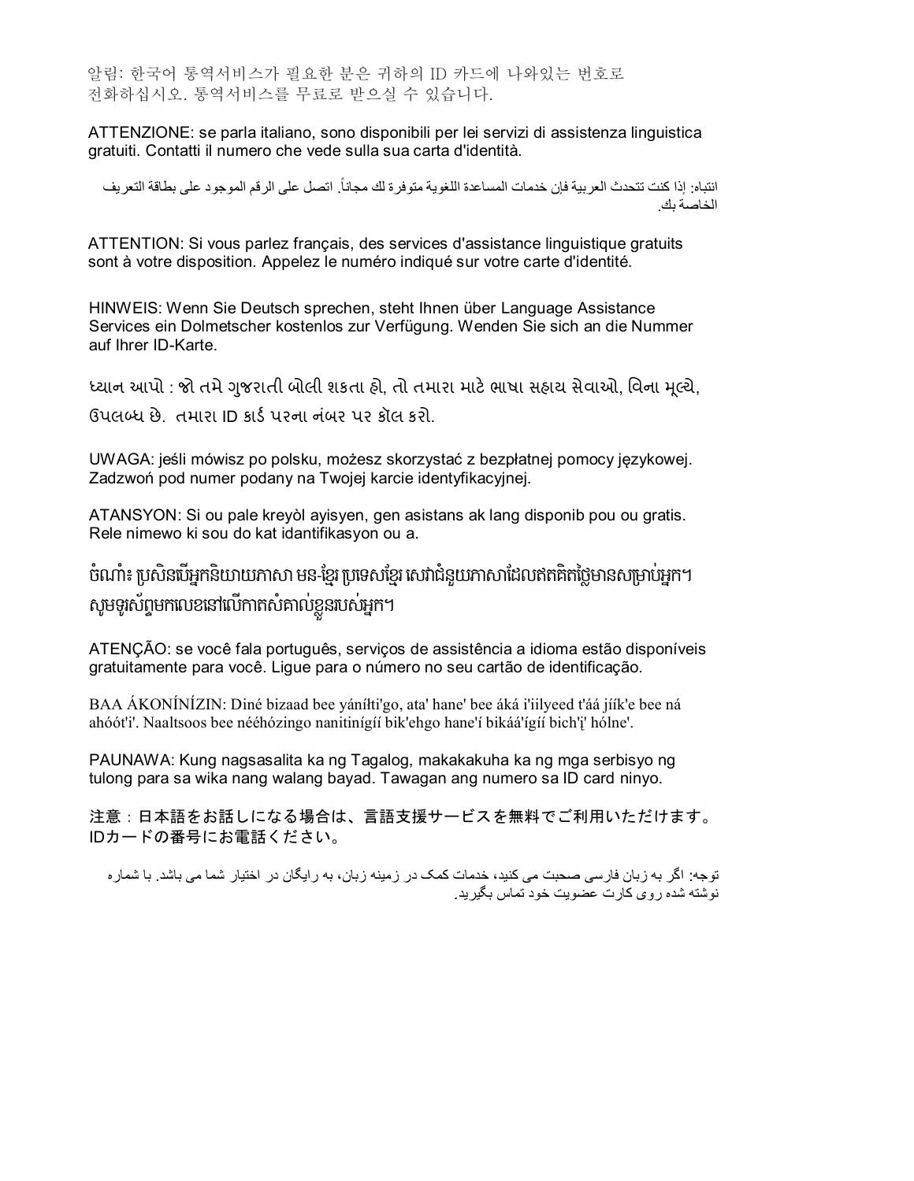알림: 한국어 통역서비스가 필요한 분은 귀하의 ID 카드에 나와있는 번호로 전화하십시오. 통역서비스를 무료로 받으실 수 있습니다.

ATTENZIONE: se parla italiano, sono disponibili per lei servizi di assistenza linguistica gratuiti. Contatti il numero che vede sulla sua carta d'identità.

انتباه: إذا كنت تتحدث العربية فإن خدمات المساعدة اللغوية متوفرة لك مجاناً. اتصل على الرقم الموجود على بطاقة التعريف الخاصة بك.

ATTENTION: Si vous parlez français, des services d'assistance linguistique gratuits sont à votre disposition. Appelez le numéro indiqué sur votre carte d'identité.

HINWEIS: Wenn Sie Deutsch sprechen, steht Ihnen über Language Assistance Services ein Dolmetscher kostenlos zur Verfügung. Wenden Sie sich an die Nummer auf Ihrer ID-Karte.

ધ્યાન આપો : જો તમે ગુજરાતી બોલી શકતા હો, તો તમારા માટે ભાષા સહાય સેવાઓ, વિના મૂલ્યે, ઉપલબ્ધ છે. તમારા ID કાર્ડ પરના નંબર પર કૉલ કરો.

UWAGA: jeśli mówisz po polsku, możesz skorzystać z bezpłatnej pomocy językowej. Zadzwoń pod numer podany na Twojej karcie identyfikacyjnej.

ATANSYON: Si ou pale kreyòl ayisyen, gen asistans ak lang disponib pou ou gratis. Rele nimewo ki sou do kat idantifikasyon ou a.

ចំណាំ៖ ប្រសិនបើអ្នកនិយាយភាសា មន-ខ្មែរ ប្រទេសខ្មែរ សេវាជំនួយភាសាដែលឥតគិតថ្លៃមានសម្រាប់អ្នក។ សូមទូរស័ព្ទមកលេខនៅលើកាតសំគាល់ខ្លួនរបស់អ្នក។

ATENÇÃO: se você fala português, serviços de assistência a idioma estão disponíveis gratuitamente para você. Ligue para o número no seu cartão de identificação.

BAA ÁKONÍNÍZIN: Diné bizaad bee yáníłti'go, ata' hane' bee áká i'iilyeed t'áá jíík'e bee ná ahóót'i'. Naaltsoos bee néého̜zingo nanitinígíí bik'ehgo hane'í bikáá'ígíí bich'į' hólne'.

PAUNAWA: Kung nagsasalita ka ng Tagalog, makakakuha ka ng mga serbisyo ng tulong para sa wika nang walang bayad. Tawagan ang numero sa ID card ninyo.

注意：日本語をお話しになる場合は、言語支援サービスを無料でご利用いただけます。IDカードの番号にお電話ください。

توجه: اگر به زبان فارسی صحبت می کنید، خدمات کمک در زمینه زبان، به رایگان در اختیار شما می باشد. با شماره نوشته شده روی کارت عضویت خود تماس بگیرید.